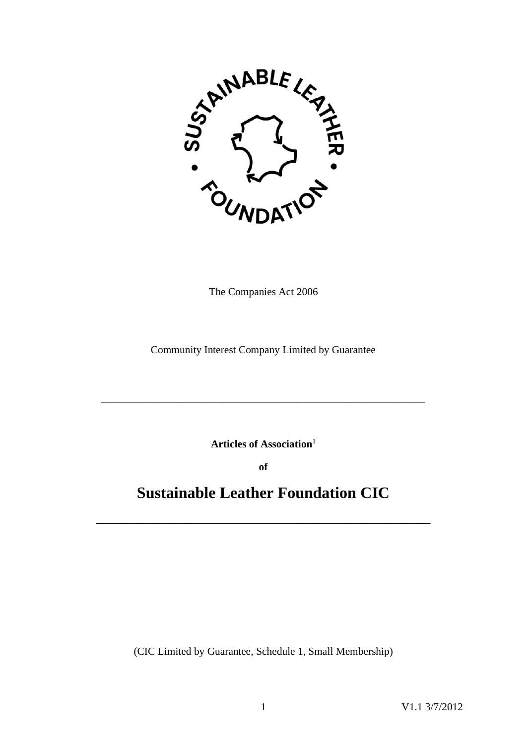The Companies Act 2006

Community Interest Company Limited by Guarantee

---

**Articles of Association**[1]

**of**

# Sustainable Leather Foundation CIC

---

(CIC Limited by Guarantee, Schedule 1, Small Membership)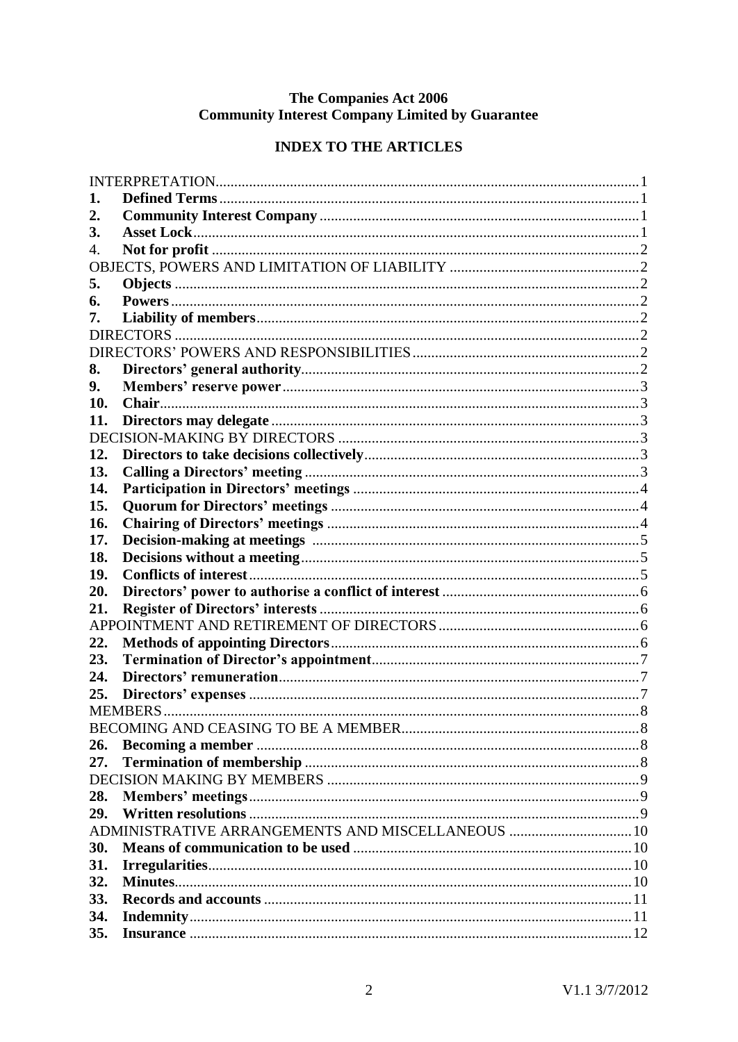**The Companies Act 2006**
**Community Interest Company Limited by Guarantee**

## INDEX TO THE ARTICLES

| | | |
|---|---|---|
| INTERPRETATION | | 1 |
| **1.** | **Defined Terms** | 1 |
| **2.** | **Community Interest Company** | 1 |
| **3.** | **Asset Lock** | 1 |
| 4. | **Not for profit** | 2 |
| OBJECTS, POWERS AND LIMITATION OF LIABILITY | | 2 |
| **5.** | **Objects** | 2 |
| **6.** | **Powers** | 2 |
| **7.** | **Liability of members** | 2 |
| DIRECTORS | | 2 |
| DIRECTORS' POWERS AND RESPONSIBILITIES | | 2 |
| **8.** | **Directors' general authority** | 2 |
| **9.** | **Members' reserve power** | 3 |
| **10.** | **Chair** | 3 |
| **11.** | **Directors may delegate** | 3 |
| DECISION-MAKING BY DIRECTORS | | 3 |
| **12.** | **Directors to take decisions collectively** | 3 |
| **13.** | **Calling a Directors' meeting** | 3 |
| **14.** | **Participation in Directors' meetings** | 4 |
| **15.** | **Quorum for Directors' meetings** | 4 |
| **16.** | **Chairing of Directors' meetings** | 4 |
| **17.** | **Decision-making at meetings** | 5 |
| **18.** | **Decisions without a meeting** | 5 |
| **19.** | **Conflicts of interest** | 5 |
| **20.** | **Directors' power to authorise a conflict of interest** | 6 |
| **21.** | **Register of Directors' interests** | 6 |
| APPOINTMENT AND RETIREMENT OF DIRECTORS | | 6 |
| **22.** | **Methods of appointing Directors** | 6 |
| **23.** | **Termination of Director's appointment** | 7 |
| **24.** | **Directors' remuneration** | 7 |
| **25.** | **Directors' expenses** | 7 |
| MEMBERS | | 8 |
| BECOMING AND CEASING TO BE A MEMBER | | 8 |
| **26.** | **Becoming a member** | 8 |
| **27.** | **Termination of membership** | 8 |
| DECISION MAKING BY MEMBERS | | 9 |
| **28.** | **Members' meetings** | 9 |
| **29.** | **Written resolutions** | 9 |
| ADMINISTRATIVE ARRANGEMENTS AND MISCELLANEOUS | | 10 |
| **30.** | **Means of communication to be used** | 10 |
| **31.** | **Irregularities** | 10 |
| **32.** | **Minutes** | 10 |
| **33.** | **Records and accounts** | 11 |
| **34.** | **Indemnity** | 11 |
| **35.** | **Insurance** | 12 |

V1.1 3/7/2012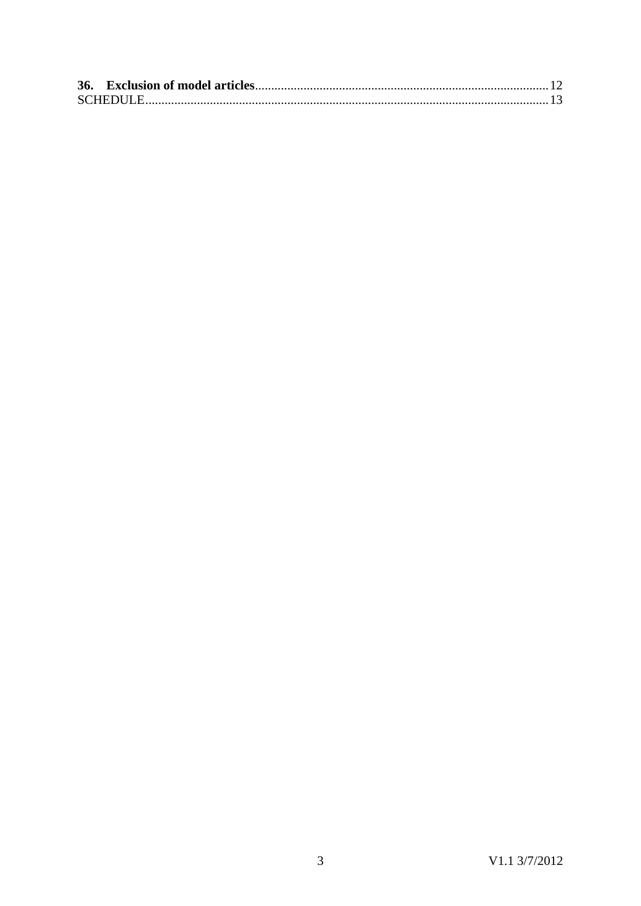**36. Exclusion of model articles**.........................................................................................12
SCHEDULE.............................................................................................................................13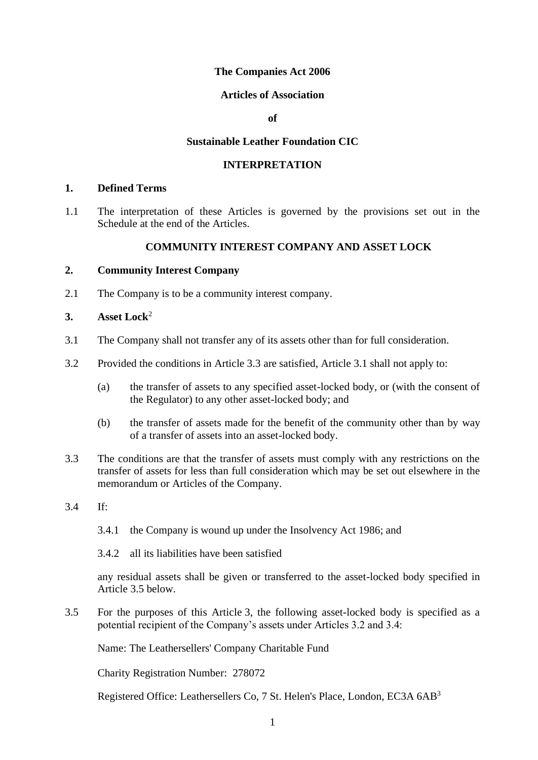**The Companies Act 2006**

**Articles of Association**

**of**

**Sustainable Leather Foundation CIC**

**INTERPRETATION**

**1. Defined Terms**

1.1 The interpretation of these Articles is governed by the provisions set out in the Schedule at the end of the Articles.

**COMMUNITY INTEREST COMPANY AND ASSET LOCK**

**2. Community Interest Company**

2.1 The Company is to be a community interest company.

**3. Asset Lock**[2]

3.1 The Company shall not transfer any of its assets other than for full consideration.

3.2 Provided the conditions in Article 3.3 are satisfied, Article 3.1 shall not apply to:

(a) the transfer of assets to any specified asset-locked body, or (with the consent of the Regulator) to any other asset-locked body; and

(b) the transfer of assets made for the benefit of the community other than by way of a transfer of assets into an asset-locked body.

3.3 The conditions are that the transfer of assets must comply with any restrictions on the transfer of assets for less than full consideration which may be set out elsewhere in the memorandum or Articles of the Company.

3.4 If:

3.4.1 the Company is wound up under the Insolvency Act 1986; and

3.4.2 all its liabilities have been satisfied

any residual assets shall be given or transferred to the asset-locked body specified in Article 3.5 below.

3.5 For the purposes of this Article 3, the following asset-locked body is specified as a potential recipient of the Company's assets under Articles 3.2 and 3.4:

Name: The Leathersellers' Company Charitable Fund

Charity Registration Number: 278072

Registered Office: Leathersellers Co, 7 St. Helen's Place, London, EC3A 6AB[3]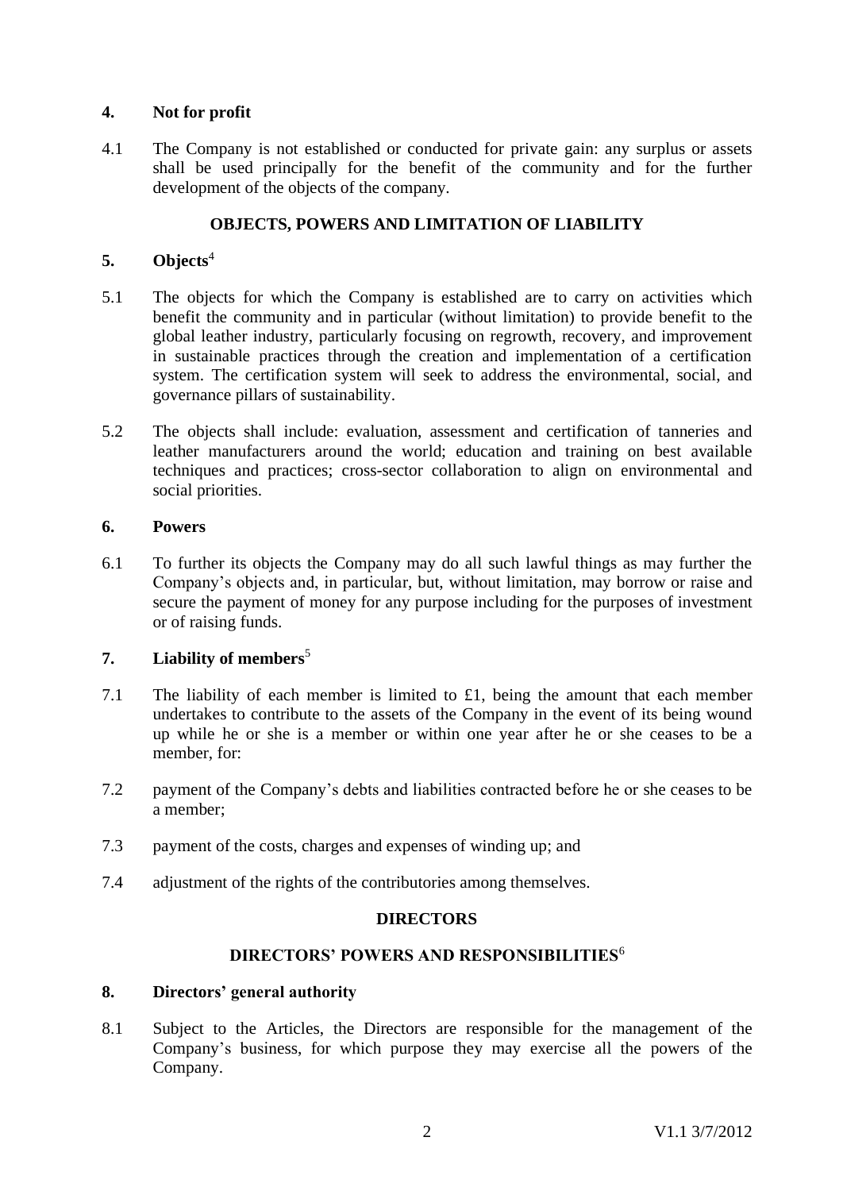## 4. Not for profit

4.1 The Company is not established or conducted for private gain: any surplus or assets shall be used principally for the benefit of the community and for the further development of the objects of the company.

## OBJECTS, POWERS AND LIMITATION OF LIABILITY

## 5. Objects[4]

5.1 The objects for which the Company is established are to carry on activities which benefit the community and in particular (without limitation) to provide benefit to the global leather industry, particularly focusing on regrowth, recovery, and improvement in sustainable practices through the creation and implementation of a certification system. The certification system will seek to address the environmental, social, and governance pillars of sustainability.

5.2 The objects shall include: evaluation, assessment and certification of tanneries and leather manufacturers around the world; education and training on best available techniques and practices; cross-sector collaboration to align on environmental and social priorities.

## 6. Powers

6.1 To further its objects the Company may do all such lawful things as may further the Company's objects and, in particular, but, without limitation, may borrow or raise and secure the payment of money for any purpose including for the purposes of investment or of raising funds.

## 7. Liability of members[5]

7.1 The liability of each member is limited to £1, being the amount that each member undertakes to contribute to the assets of the Company in the event of its being wound up while he or she is a member or within one year after he or she ceases to be a member, for:

7.2 payment of the Company's debts and liabilities contracted before he or she ceases to be a member;

7.3 payment of the costs, charges and expenses of winding up; and

7.4 adjustment of the rights of the contributories among themselves.

## DIRECTORS

## DIRECTORS' POWERS AND RESPONSIBILITIES[6]

## 8. Directors' general authority

8.1 Subject to the Articles, the Directors are responsible for the management of the Company's business, for which purpose they may exercise all the powers of the Company.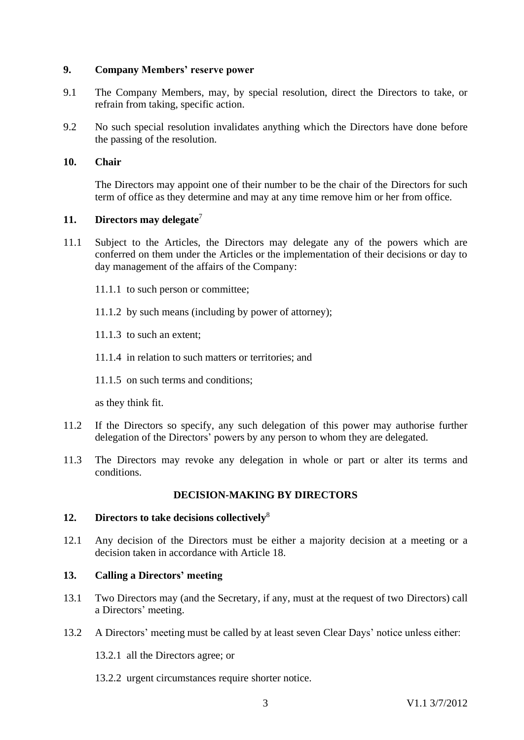## 9. Company Members' reserve power

9.1 The Company Members, may, by special resolution, direct the Directors to take, or refrain from taking, specific action.

9.2 No such special resolution invalidates anything which the Directors have done before the passing of the resolution.

## 10. Chair

The Directors may appoint one of their number to be the chair of the Directors for such term of office as they determine and may at any time remove him or her from office.

## 11. Directors may delegate[7]

11.1 Subject to the Articles, the Directors may delegate any of the powers which are conferred on them under the Articles or the implementation of their decisions or day to day management of the affairs of the Company:

11.1.1 to such person or committee;

11.1.2 by such means (including by power of attorney);

11.1.3 to such an extent;

11.1.4 in relation to such matters or territories; and

11.1.5 on such terms and conditions;

as they think fit.

11.2 If the Directors so specify, any such delegation of this power may authorise further delegation of the Directors' powers by any person to whom they are delegated.

11.3 The Directors may revoke any delegation in whole or part or alter its terms and conditions.

# DECISION-MAKING BY DIRECTORS

## 12. Directors to take decisions collectively[8]

12.1 Any decision of the Directors must be either a majority decision at a meeting or a decision taken in accordance with Article 18.

## 13. Calling a Directors' meeting

13.1 Two Directors may (and the Secretary, if any, must at the request of two Directors) call a Directors' meeting.

13.2 A Directors' meeting must be called by at least seven Clear Days' notice unless either:

13.2.1 all the Directors agree; or

13.2.2 urgent circumstances require shorter notice.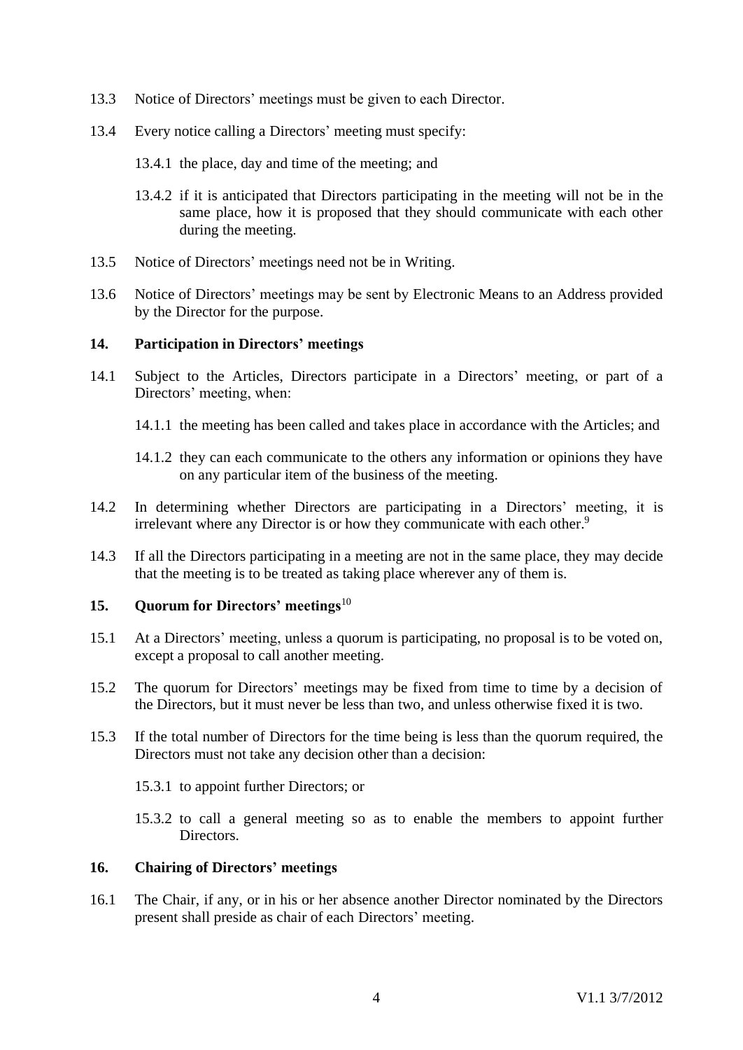13.3 Notice of Directors' meetings must be given to each Director.

13.4 Every notice calling a Directors' meeting must specify:

13.4.1 the place, day and time of the meeting; and

13.4.2 if it is anticipated that Directors participating in the meeting will not be in the same place, how it is proposed that they should communicate with each other during the meeting.

13.5 Notice of Directors' meetings need not be in Writing.

13.6 Notice of Directors' meetings may be sent by Electronic Means to an Address provided by the Director for the purpose.

## 14. Participation in Directors' meetings

14.1 Subject to the Articles, Directors participate in a Directors' meeting, or part of a Directors' meeting, when:

14.1.1 the meeting has been called and takes place in accordance with the Articles; and

14.1.2 they can each communicate to the others any information or opinions they have on any particular item of the business of the meeting.

14.2 In determining whether Directors are participating in a Directors' meeting, it is irrelevant where any Director is or how they communicate with each other.[9]

14.3 If all the Directors participating in a meeting are not in the same place, they may decide that the meeting is to be treated as taking place wherever any of them is.

## 15. Quorum for Directors' meetings[10]

15.1 At a Directors' meeting, unless a quorum is participating, no proposal is to be voted on, except a proposal to call another meeting.

15.2 The quorum for Directors' meetings may be fixed from time to time by a decision of the Directors, but it must never be less than two, and unless otherwise fixed it is two.

15.3 If the total number of Directors for the time being is less than the quorum required, the Directors must not take any decision other than a decision:

15.3.1 to appoint further Directors; or

15.3.2 to call a general meeting so as to enable the members to appoint further Directors.

## 16. Chairing of Directors' meetings

16.1 The Chair, if any, or in his or her absence another Director nominated by the Directors present shall preside as chair of each Directors' meeting.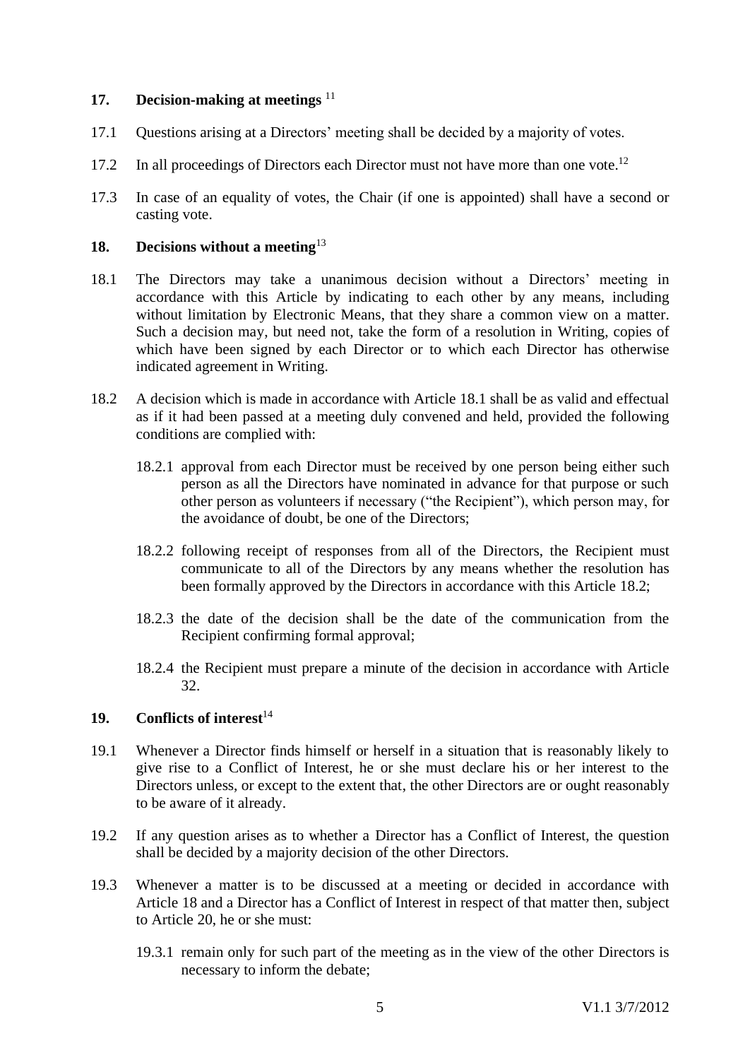## 17. Decision-making at meetings [11]

17.1 Questions arising at a Directors' meeting shall be decided by a majority of votes.

17.2 In all proceedings of Directors each Director must not have more than one vote.[12]

17.3 In case of an equality of votes, the Chair (if one is appointed) shall have a second or casting vote.

## 18. Decisions without a meeting[13]

18.1 The Directors may take a unanimous decision without a Directors' meeting in accordance with this Article by indicating to each other by any means, including without limitation by Electronic Means, that they share a common view on a matter. Such a decision may, but need not, take the form of a resolution in Writing, copies of which have been signed by each Director or to which each Director has otherwise indicated agreement in Writing.

18.2 A decision which is made in accordance with Article 18.1 shall be as valid and effectual as if it had been passed at a meeting duly convened and held, provided the following conditions are complied with:

18.2.1 approval from each Director must be received by one person being either such person as all the Directors have nominated in advance for that purpose or such other person as volunteers if necessary ("the Recipient"), which person may, for the avoidance of doubt, be one of the Directors;

18.2.2 following receipt of responses from all of the Directors, the Recipient must communicate to all of the Directors by any means whether the resolution has been formally approved by the Directors in accordance with this Article 18.2;

18.2.3 the date of the decision shall be the date of the communication from the Recipient confirming formal approval;

18.2.4 the Recipient must prepare a minute of the decision in accordance with Article 32.

## 19. Conflicts of interest[14]

19.1 Whenever a Director finds himself or herself in a situation that is reasonably likely to give rise to a Conflict of Interest, he or she must declare his or her interest to the Directors unless, or except to the extent that, the other Directors are or ought reasonably to be aware of it already.

19.2 If any question arises as to whether a Director has a Conflict of Interest, the question shall be decided by a majority decision of the other Directors.

19.3 Whenever a matter is to be discussed at a meeting or decided in accordance with Article 18 and a Director has a Conflict of Interest in respect of that matter then, subject to Article 20, he or she must:

19.3.1 remain only for such part of the meeting as in the view of the other Directors is necessary to inform the debate;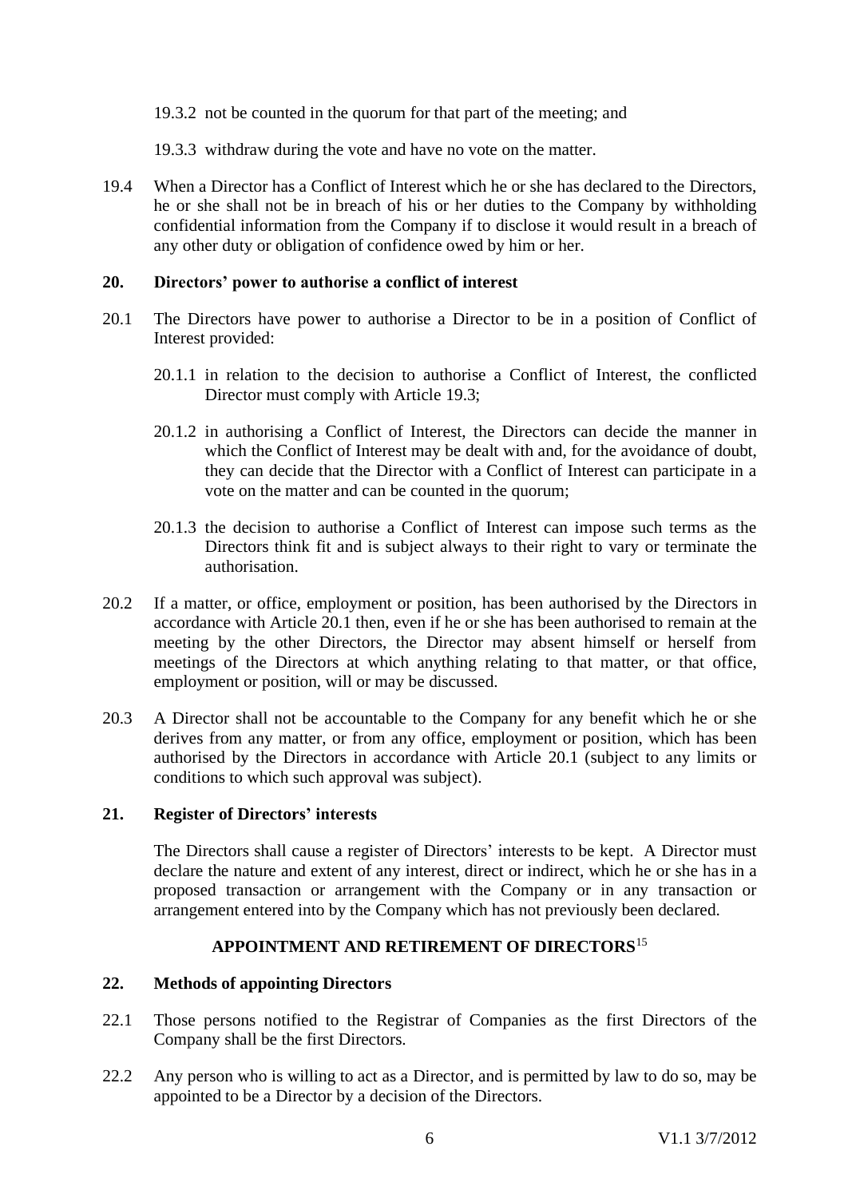19.3.2 not be counted in the quorum for that part of the meeting; and

19.3.3 withdraw during the vote and have no vote on the matter.

19.4 When a Director has a Conflict of Interest which he or she has declared to the Directors, he or she shall not be in breach of his or her duties to the Company by withholding confidential information from the Company if to disclose it would result in a breach of any other duty or obligation of confidence owed by him or her.

## 20. Directors' power to authorise a conflict of interest

20.1 The Directors have power to authorise a Director to be in a position of Conflict of Interest provided:

20.1.1 in relation to the decision to authorise a Conflict of Interest, the conflicted Director must comply with Article 19.3;

20.1.2 in authorising a Conflict of Interest, the Directors can decide the manner in which the Conflict of Interest may be dealt with and, for the avoidance of doubt, they can decide that the Director with a Conflict of Interest can participate in a vote on the matter and can be counted in the quorum;

20.1.3 the decision to authorise a Conflict of Interest can impose such terms as the Directors think fit and is subject always to their right to vary or terminate the authorisation.

20.2 If a matter, or office, employment or position, has been authorised by the Directors in accordance with Article 20.1 then, even if he or she has been authorised to remain at the meeting by the other Directors, the Director may absent himself or herself from meetings of the Directors at which anything relating to that matter, or that office, employment or position, will or may be discussed.

20.3 A Director shall not be accountable to the Company for any benefit which he or she derives from any matter, or from any office, employment or position, which has been authorised by the Directors in accordance with Article 20.1 (subject to any limits or conditions to which such approval was subject).

## 21. Register of Directors' interests

The Directors shall cause a register of Directors' interests to be kept. A Director must declare the nature and extent of any interest, direct or indirect, which he or she has in a proposed transaction or arrangement with the Company or in any transaction or arrangement entered into by the Company which has not previously been declared.

## APPOINTMENT AND RETIREMENT OF DIRECTORS[15]

## 22. Methods of appointing Directors

22.1 Those persons notified to the Registrar of Companies as the first Directors of the Company shall be the first Directors.

22.2 Any person who is willing to act as a Director, and is permitted by law to do so, may be appointed to be a Director by a decision of the Directors.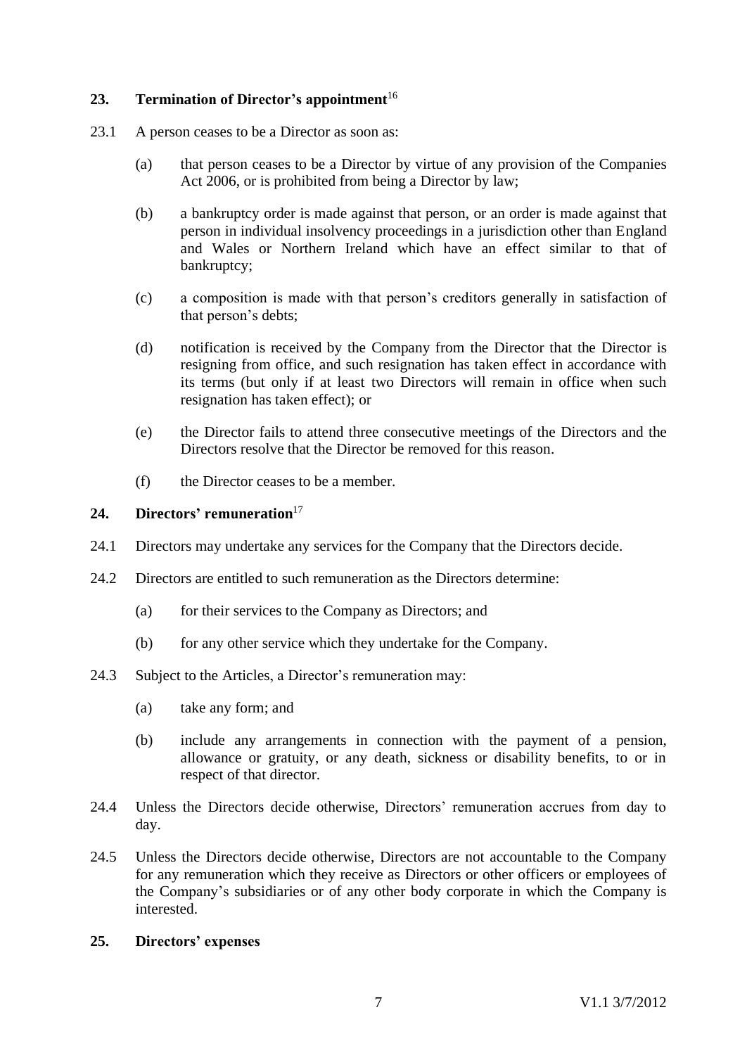## 23. Termination of Director's appointment[16]

23.1 A person ceases to be a Director as soon as:

(a) that person ceases to be a Director by virtue of any provision of the Companies Act 2006, or is prohibited from being a Director by law;

(b) a bankruptcy order is made against that person, or an order is made against that person in individual insolvency proceedings in a jurisdiction other than England and Wales or Northern Ireland which have an effect similar to that of bankruptcy;

(c) a composition is made with that person's creditors generally in satisfaction of that person's debts;

(d) notification is received by the Company from the Director that the Director is resigning from office, and such resignation has taken effect in accordance with its terms (but only if at least two Directors will remain in office when such resignation has taken effect); or

(e) the Director fails to attend three consecutive meetings of the Directors and the Directors resolve that the Director be removed for this reason.

(f) the Director ceases to be a member.

## 24. Directors' remuneration[17]

24.1 Directors may undertake any services for the Company that the Directors decide.

24.2 Directors are entitled to such remuneration as the Directors determine:

(a) for their services to the Company as Directors; and

(b) for any other service which they undertake for the Company.

24.3 Subject to the Articles, a Director's remuneration may:

(a) take any form; and

(b) include any arrangements in connection with the payment of a pension, allowance or gratuity, or any death, sickness or disability benefits, to or in respect of that director.

24.4 Unless the Directors decide otherwise, Directors' remuneration accrues from day to day.

24.5 Unless the Directors decide otherwise, Directors are not accountable to the Company for any remuneration which they receive as Directors or other officers or employees of the Company's subsidiaries or of any other body corporate in which the Company is interested.

## 25. Directors' expenses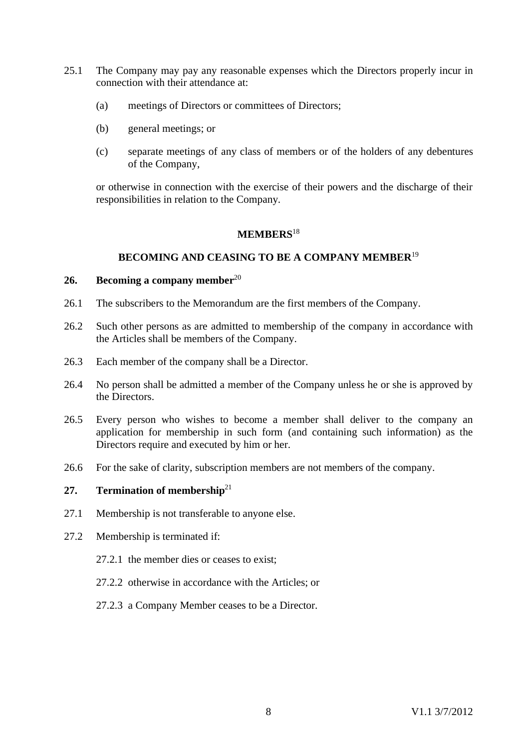25.1 The Company may pay any reasonable expenses which the Directors properly incur in connection with their attendance at:

(a) meetings of Directors or committees of Directors;

(b) general meetings; or

(c) separate meetings of any class of members or of the holders of any debentures of the Company,

or otherwise in connection with the exercise of their powers and the discharge of their responsibilities in relation to the Company.

## MEMBERS[18]

## BECOMING AND CEASING TO BE A COMPANY MEMBER[19]

### 26. Becoming a company member[20]

26.1 The subscribers to the Memorandum are the first members of the Company.

26.2 Such other persons as are admitted to membership of the company in accordance with the Articles shall be members of the Company.

26.3 Each member of the company shall be a Director.

26.4 No person shall be admitted a member of the Company unless he or she is approved by the Directors.

26.5 Every person who wishes to become a member shall deliver to the company an application for membership in such form (and containing such information) as the Directors require and executed by him or her.

26.6 For the sake of clarity, subscription members are not members of the company.

### 27. Termination of membership[21]

27.1 Membership is not transferable to anyone else.

27.2 Membership is terminated if:

27.2.1 the member dies or ceases to exist;

27.2.2 otherwise in accordance with the Articles; or

27.2.3 a Company Member ceases to be a Director.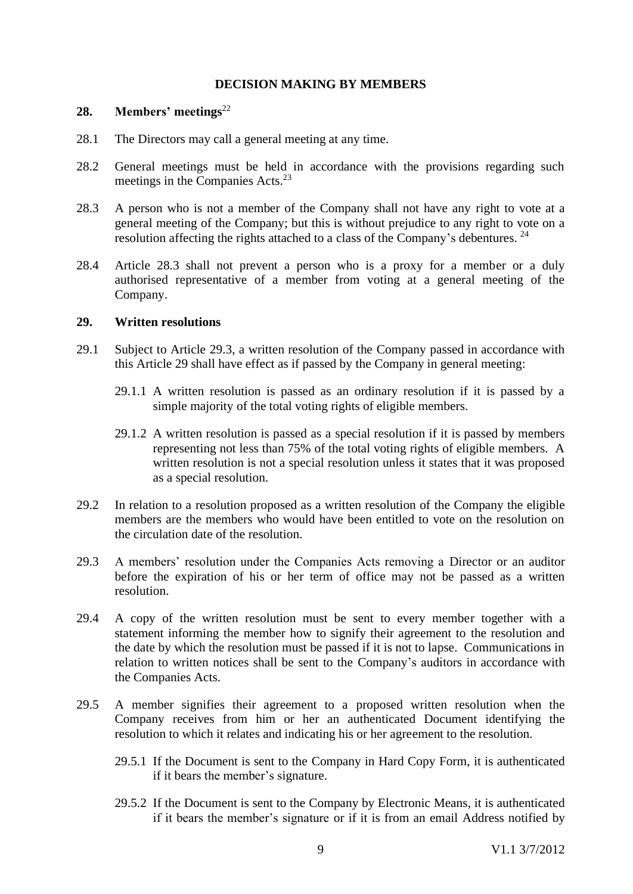## DECISION MAKING BY MEMBERS

### 28. Members' meetings[22]

28.1 The Directors may call a general meeting at any time.

28.2 General meetings must be held in accordance with the provisions regarding such meetings in the Companies Acts.[23]

28.3 A person who is not a member of the Company shall not have any right to vote at a general meeting of the Company; but this is without prejudice to any right to vote on a resolution affecting the rights attached to a class of the Company's debentures. [24]

28.4 Article 28.3 shall not prevent a person who is a proxy for a member or a duly authorised representative of a member from voting at a general meeting of the Company.

### 29. Written resolutions

29.1 Subject to Article 29.3, a written resolution of the Company passed in accordance with this Article 29 shall have effect as if passed by the Company in general meeting:

29.1.1 A written resolution is passed as an ordinary resolution if it is passed by a simple majority of the total voting rights of eligible members.

29.1.2 A written resolution is passed as a special resolution if it is passed by members representing not less than 75% of the total voting rights of eligible members. A written resolution is not a special resolution unless it states that it was proposed as a special resolution.

29.2 In relation to a resolution proposed as a written resolution of the Company the eligible members are the members who would have been entitled to vote on the resolution on the circulation date of the resolution.

29.3 A members' resolution under the Companies Acts removing a Director or an auditor before the expiration of his or her term of office may not be passed as a written resolution.

29.4 A copy of the written resolution must be sent to every member together with a statement informing the member how to signify their agreement to the resolution and the date by which the resolution must be passed if it is not to lapse. Communications in relation to written notices shall be sent to the Company's auditors in accordance with the Companies Acts.

29.5 A member signifies their agreement to a proposed written resolution when the Company receives from him or her an authenticated Document identifying the resolution to which it relates and indicating his or her agreement to the resolution.

29.5.1 If the Document is sent to the Company in Hard Copy Form, it is authenticated if it bears the member's signature.

29.5.2 If the Document is sent to the Company by Electronic Means, it is authenticated if it bears the member's signature or if it is from an email Address notified by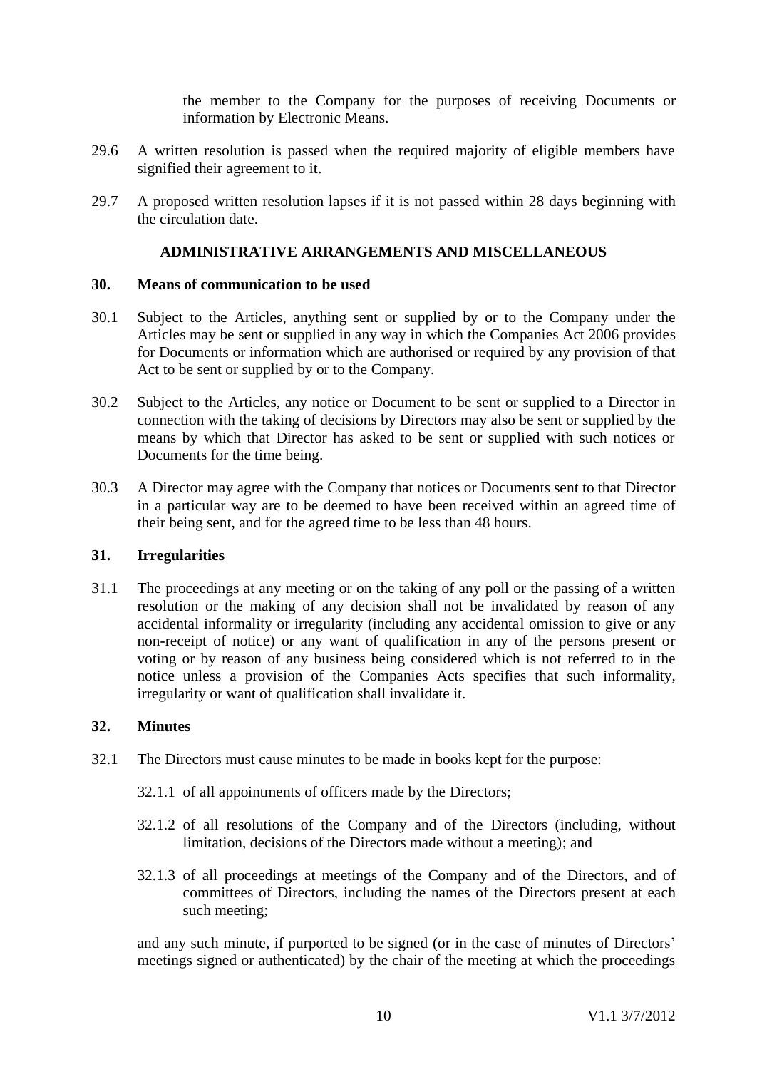the member to the Company for the purposes of receiving Documents or information by Electronic Means.

29.6 A written resolution is passed when the required majority of eligible members have signified their agreement to it.

29.7 A proposed written resolution lapses if it is not passed within 28 days beginning with the circulation date.

## ADMINISTRATIVE ARRANGEMENTS AND MISCELLANEOUS

### 30. Means of communication to be used

30.1 Subject to the Articles, anything sent or supplied by or to the Company under the Articles may be sent or supplied in any way in which the Companies Act 2006 provides for Documents or information which are authorised or required by any provision of that Act to be sent or supplied by or to the Company.

30.2 Subject to the Articles, any notice or Document to be sent or supplied to a Director in connection with the taking of decisions by Directors may also be sent or supplied by the means by which that Director has asked to be sent or supplied with such notices or Documents for the time being.

30.3 A Director may agree with the Company that notices or Documents sent to that Director in a particular way are to be deemed to have been received within an agreed time of their being sent, and for the agreed time to be less than 48 hours.

### 31. Irregularities

31.1 The proceedings at any meeting or on the taking of any poll or the passing of a written resolution or the making of any decision shall not be invalidated by reason of any accidental informality or irregularity (including any accidental omission to give or any non-receipt of notice) or any want of qualification in any of the persons present or voting or by reason of any business being considered which is not referred to in the notice unless a provision of the Companies Acts specifies that such informality, irregularity or want of qualification shall invalidate it.

### 32. Minutes

32.1 The Directors must cause minutes to be made in books kept for the purpose:

32.1.1 of all appointments of officers made by the Directors;

32.1.2 of all resolutions of the Company and of the Directors (including, without limitation, decisions of the Directors made without a meeting); and

32.1.3 of all proceedings at meetings of the Company and of the Directors, and of committees of Directors, including the names of the Directors present at each such meeting;

and any such minute, if purported to be signed (or in the case of minutes of Directors' meetings signed or authenticated) by the chair of the meeting at which the proceedings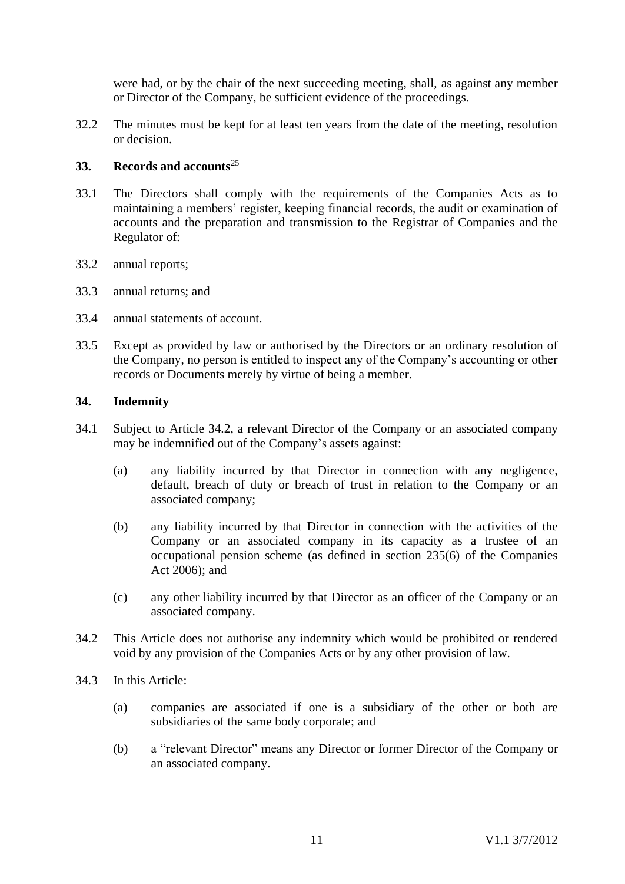were had, or by the chair of the next succeeding meeting, shall, as against any member or Director of the Company, be sufficient evidence of the proceedings.

32.2 The minutes must be kept for at least ten years from the date of the meeting, resolution or decision.

## 33. Records and accounts[25]

33.1 The Directors shall comply with the requirements of the Companies Acts as to maintaining a members' register, keeping financial records, the audit or examination of accounts and the preparation and transmission to the Registrar of Companies and the Regulator of:

33.2 annual reports;

33.3 annual returns; and

33.4 annual statements of account.

33.5 Except as provided by law or authorised by the Directors or an ordinary resolution of the Company, no person is entitled to inspect any of the Company's accounting or other records or Documents merely by virtue of being a member.

## 34. Indemnity

34.1 Subject to Article 34.2, a relevant Director of the Company or an associated company may be indemnified out of the Company's assets against:

(a) any liability incurred by that Director in connection with any negligence, default, breach of duty or breach of trust in relation to the Company or an associated company;

(b) any liability incurred by that Director in connection with the activities of the Company or an associated company in its capacity as a trustee of an occupational pension scheme (as defined in section 235(6) of the Companies Act 2006); and

(c) any other liability incurred by that Director as an officer of the Company or an associated company.

34.2 This Article does not authorise any indemnity which would be prohibited or rendered void by any provision of the Companies Acts or by any other provision of law.

34.3 In this Article:

(a) companies are associated if one is a subsidiary of the other or both are subsidiaries of the same body corporate; and

(b) a "relevant Director" means any Director or former Director of the Company or an associated company.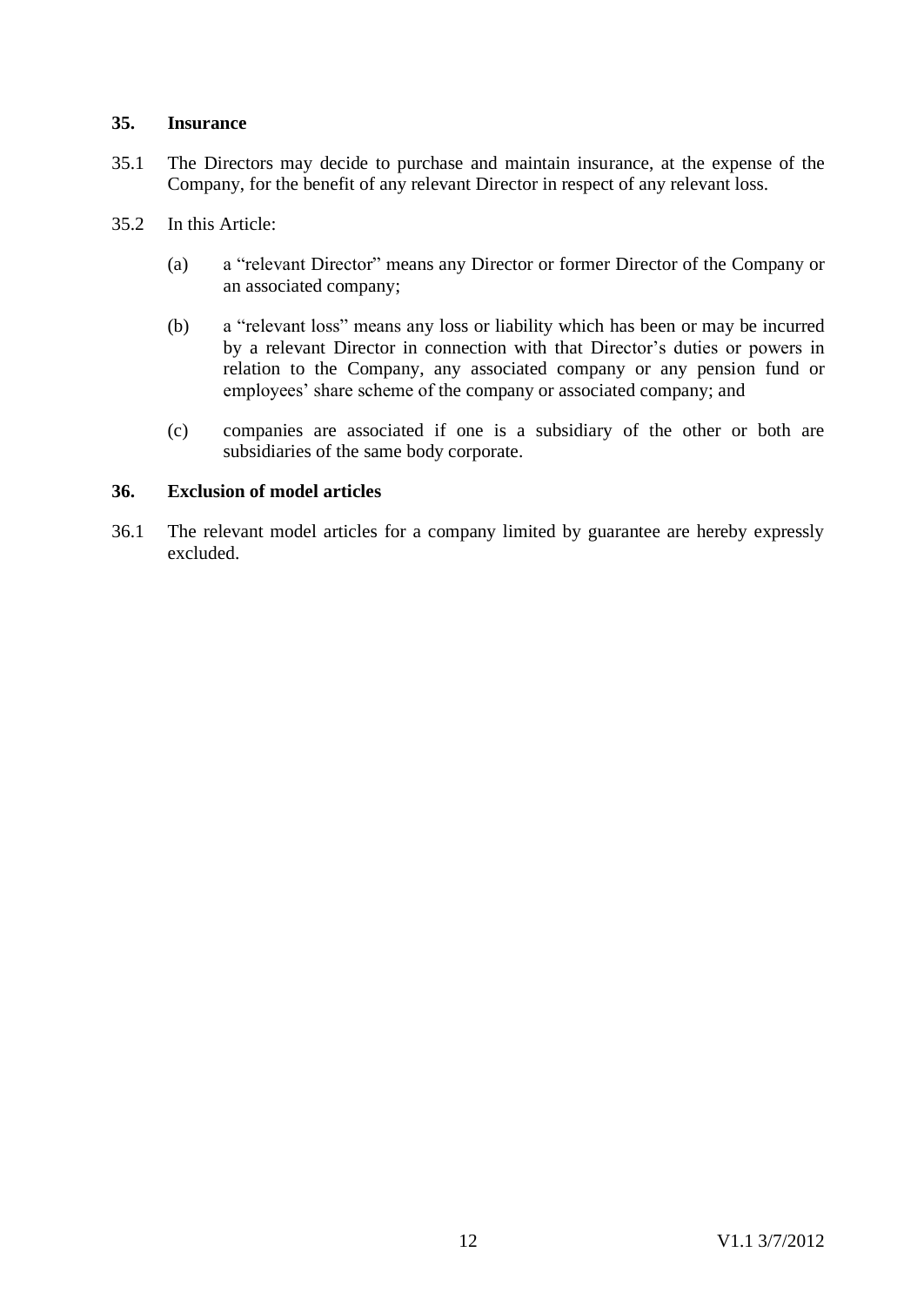## 35. Insurance

35.1 The Directors may decide to purchase and maintain insurance, at the expense of the Company, for the benefit of any relevant Director in respect of any relevant loss.

35.2 In this Article:

(a) a "relevant Director" means any Director or former Director of the Company or an associated company;

(b) a "relevant loss" means any loss or liability which has been or may be incurred by a relevant Director in connection with that Director's duties or powers in relation to the Company, any associated company or any pension fund or employees' share scheme of the company or associated company; and

(c) companies are associated if one is a subsidiary of the other or both are subsidiaries of the same body corporate.

## 36. Exclusion of model articles

36.1 The relevant model articles for a company limited by guarantee are hereby expressly excluded.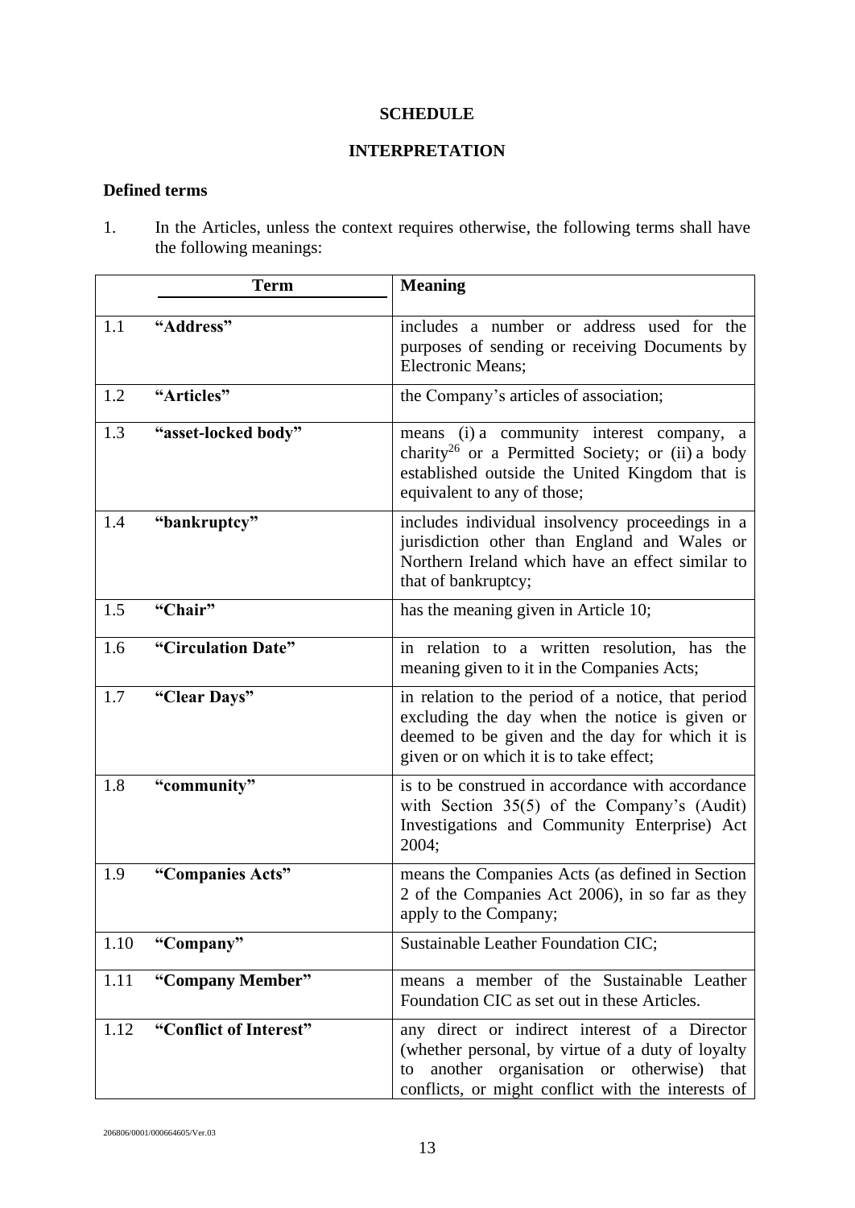**SCHEDULE**

**INTERPRETATION**

**Defined terms**

1. In the Articles, unless the context requires otherwise, the following terms shall have the following meanings:

| | Term | Meaning |
|---|---|---|
| 1.1 | **"Address"** | includes a number or address used for the purposes of sending or receiving Documents by Electronic Means; |
| 1.2 | **"Articles"** | the Company's articles of association; |
| 1.3 | **"asset-locked body"** | means (i) a community interest company, a charity[26] or a Permitted Society; or (ii) a body established outside the United Kingdom that is equivalent to any of those; |
| 1.4 | **"bankruptcy"** | includes individual insolvency proceedings in a jurisdiction other than England and Wales or Northern Ireland which have an effect similar to that of bankruptcy; |
| 1.5 | **"Chair"** | has the meaning given in Article 10; |
| 1.6 | **"Circulation Date"** | in relation to a written resolution, has the meaning given to it in the Companies Acts; |
| 1.7 | **"Clear Days"** | in relation to the period of a notice, that period excluding the day when the notice is given or deemed to be given and the day for which it is given or on which it is to take effect; |
| 1.8 | **"community"** | is to be construed in accordance with accordance with Section 35(5) of the Company's (Audit) Investigations and Community Enterprise) Act 2004; |
| 1.9 | **"Companies Acts"** | means the Companies Acts (as defined in Section 2 of the Companies Act 2006), in so far as they apply to the Company; |
| 1.10 | **"Company"** | Sustainable Leather Foundation CIC; |
| 1.11 | **"Company Member"** | means a member of the Sustainable Leather Foundation CIC as set out in these Articles. |
| 1.12 | **"Conflict of Interest"** | any direct or indirect interest of a Director (whether personal, by virtue of a duty of loyalty to another organisation or otherwise) that conflicts, or might conflict with the interests of |

206806/0001/000664605/Ver.03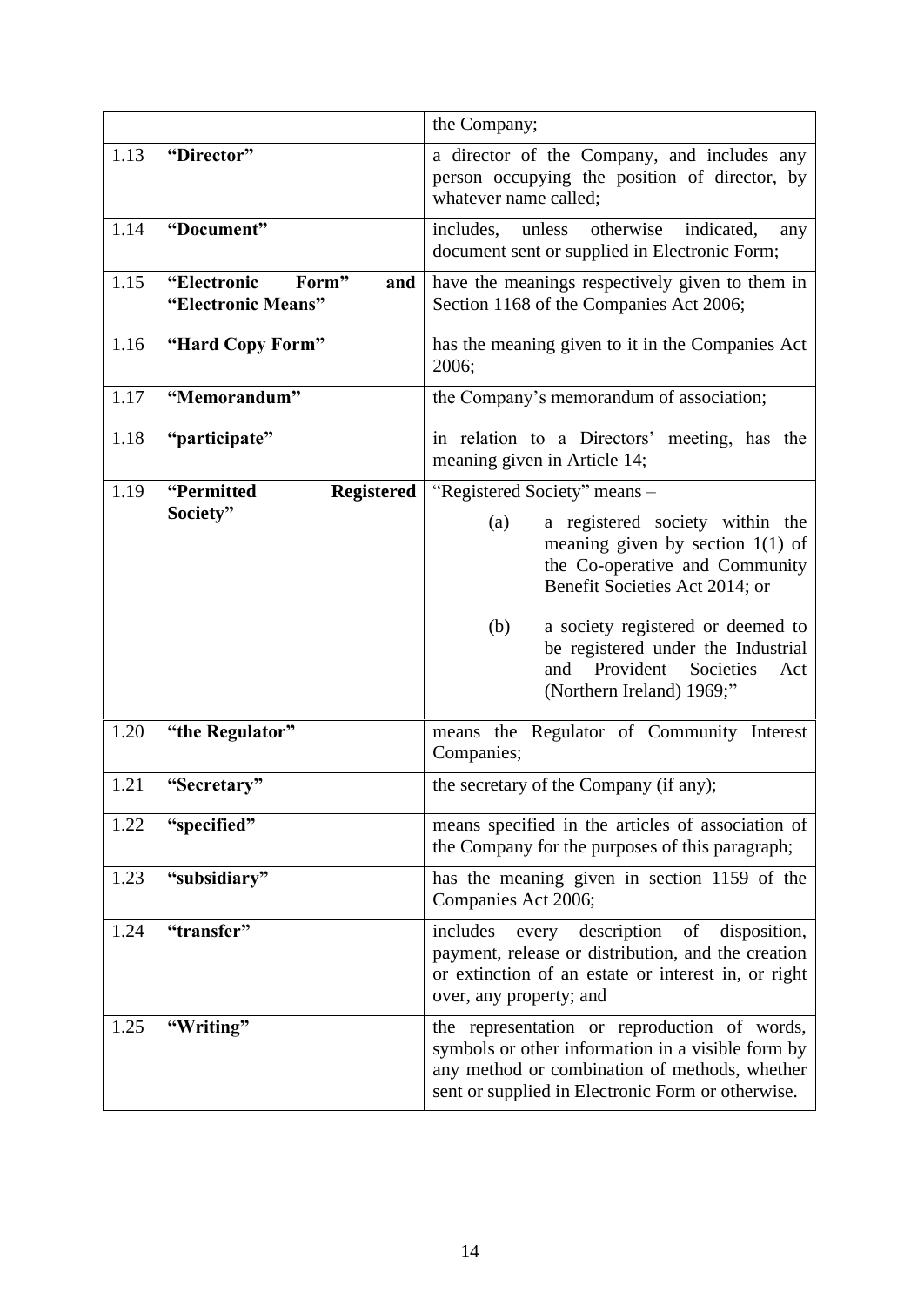| | | |
|---|---|---|
| | | the Company; |
| 1.13 | **"Director"** | a director of the Company, and includes any person occupying the position of director, by whatever name called; |
| 1.14 | **"Document"** | includes, unless otherwise indicated, any document sent or supplied in Electronic Form; |
| 1.15 | **"Electronic Form" and "Electronic Means"** | have the meanings respectively given to them in Section 1168 of the Companies Act 2006; |
| 1.16 | **"Hard Copy Form"** | has the meaning given to it in the Companies Act 2006; |
| 1.17 | **"Memorandum"** | the Company's memorandum of association; |
| 1.18 | **"participate"** | in relation to a Directors' meeting, has the meaning given in Article 14; |
| 1.19 | **"Permitted Registered Society"** | "Registered Society" means – (a) a registered society within the meaning given by section 1(1) of the Co-operative and Community Benefit Societies Act 2014; or (b) a society registered or deemed to be registered under the Industrial and Provident Societies Act (Northern Ireland) 1969;" |
| 1.20 | **"the Regulator"** | means the Regulator of Community Interest Companies; |
| 1.21 | **"Secretary"** | the secretary of the Company (if any); |
| 1.22 | **"specified"** | means specified in the articles of association of the Company for the purposes of this paragraph; |
| 1.23 | **"subsidiary"** | has the meaning given in section 1159 of the Companies Act 2006; |
| 1.24 | **"transfer"** | includes every description of disposition, payment, release or distribution, and the creation or extinction of an estate or interest in, or right over, any property; and |
| 1.25 | **"Writing"** | the representation or reproduction of words, symbols or other information in a visible form by any method or combination of methods, whether sent or supplied in Electronic Form or otherwise. |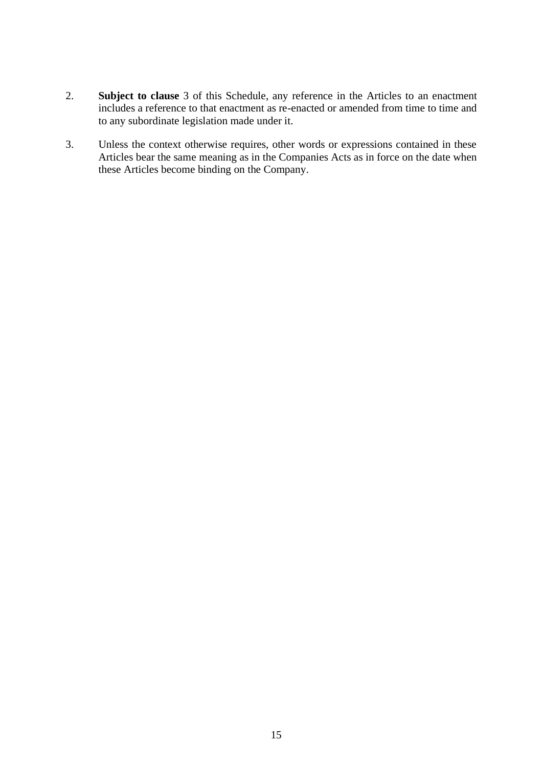2. **Subject to clause** 3 of this Schedule, any reference in the Articles to an enactment includes a reference to that enactment as re-enacted or amended from time to time and to any subordinate legislation made under it.

3. Unless the context otherwise requires, other words or expressions contained in these Articles bear the same meaning as in the Companies Acts as in force on the date when these Articles become binding on the Company.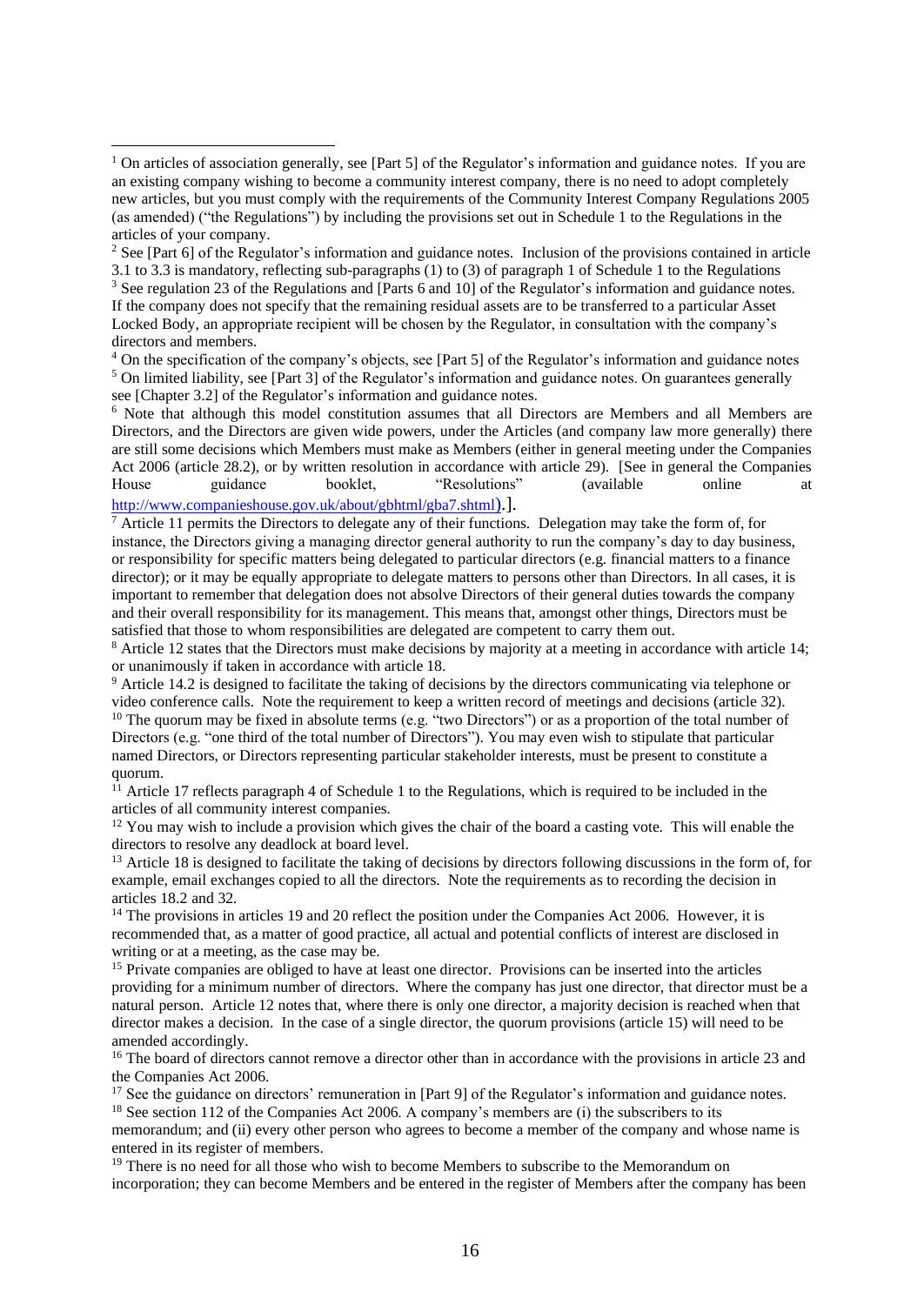[1] On articles of association generally, see [Part 5] of the Regulator's information and guidance notes. If you are an existing company wishing to become a community interest company, there is no need to adopt completely new articles, but you must comply with the requirements of the Community Interest Company Regulations 2005 (as amended) ("the Regulations") by including the provisions set out in Schedule 1 to the Regulations in the articles of your company.

[2] See [Part 6] of the Regulator's information and guidance notes. Inclusion of the provisions contained in article 3.1 to 3.3 is mandatory, reflecting sub-paragraphs (1) to (3) of paragraph 1 of Schedule 1 to the Regulations

[3] See regulation 23 of the Regulations and [Parts 6 and 10] of the Regulator's information and guidance notes. If the company does not specify that the remaining residual assets are to be transferred to a particular Asset Locked Body, an appropriate recipient will be chosen by the Regulator, in consultation with the company's directors and members.

[4] On the specification of the company's objects, see [Part 5] of the Regulator's information and guidance notes

[5] On limited liability, see [Part 3] of the Regulator's information and guidance notes. On guarantees generally see [Chapter 3.2] of the Regulator's information and guidance notes.

[6] Note that although this model constitution assumes that all Directors are Members and all Members are Directors, and the Directors are given wide powers, under the Articles (and company law more generally) there are still some decisions which Members must make as Members (either in general meeting under the Companies Act 2006 (article 28.2), or by written resolution in accordance with article 29). [See in general the Companies House guidance booklet, "Resolutions" (available online at http://www.companieshouse.gov.uk/about/gbhtml/gba7.shtml).].

[7] Article 11 permits the Directors to delegate any of their functions. Delegation may take the form of, for instance, the Directors giving a managing director general authority to run the company's day to day business, or responsibility for specific matters being delegated to particular directors (e.g. financial matters to a finance director); or it may be equally appropriate to delegate matters to persons other than Directors. In all cases, it is important to remember that delegation does not absolve Directors of their general duties towards the company and their overall responsibility for its management. This means that, amongst other things, Directors must be satisfied that those to whom responsibilities are delegated are competent to carry them out.

[8] Article 12 states that the Directors must make decisions by majority at a meeting in accordance with article 14; or unanimously if taken in accordance with article 18.

[9] Article 14.2 is designed to facilitate the taking of decisions by the directors communicating via telephone or video conference calls. Note the requirement to keep a written record of meetings and decisions (article 32).

[10] The quorum may be fixed in absolute terms (e.g. "two Directors") or as a proportion of the total number of Directors (e.g. "one third of the total number of Directors"). You may even wish to stipulate that particular named Directors, or Directors representing particular stakeholder interests, must be present to constitute a quorum.

[11] Article 17 reflects paragraph 4 of Schedule 1 to the Regulations, which is required to be included in the articles of all community interest companies.

[12] You may wish to include a provision which gives the chair of the board a casting vote. This will enable the directors to resolve any deadlock at board level.

[13] Article 18 is designed to facilitate the taking of decisions by directors following discussions in the form of, for example, email exchanges copied to all the directors. Note the requirements as to recording the decision in articles 18.2 and 32.

[14] The provisions in articles 19 and 20 reflect the position under the Companies Act 2006. However, it is recommended that, as a matter of good practice, all actual and potential conflicts of interest are disclosed in writing or at a meeting, as the case may be.

[15] Private companies are obliged to have at least one director. Provisions can be inserted into the articles providing for a minimum number of directors. Where the company has just one director, that director must be a natural person. Article 12 notes that, where there is only one director, a majority decision is reached when that director makes a decision. In the case of a single director, the quorum provisions (article 15) will need to be amended accordingly.

[16] The board of directors cannot remove a director other than in accordance with the provisions in article 23 and the Companies Act 2006.

[17] See the guidance on directors' remuneration in [Part 9] of the Regulator's information and guidance notes.

[18] See section 112 of the Companies Act 2006. A company's members are (i) the subscribers to its memorandum; and (ii) every other person who agrees to become a member of the company and whose name is entered in its register of members.

[19] There is no need for all those who wish to become Members to subscribe to the Memorandum on incorporation; they can become Members and be entered in the register of Members after the company has been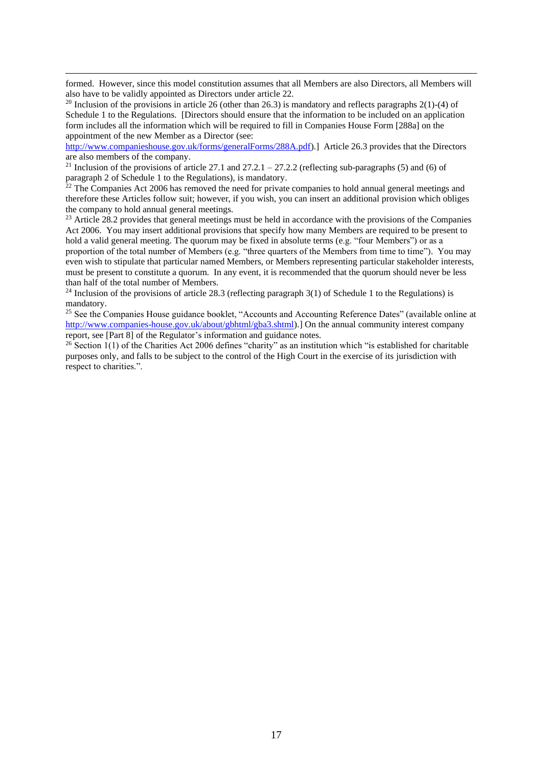formed. However, since this model constitution assumes that all Members are also Directors, all Members will also have to be validly appointed as Directors under article 22.

[20] Inclusion of the provisions in article 26 (other than 26.3) is mandatory and reflects paragraphs 2(1)-(4) of Schedule 1 to the Regulations. [Directors should ensure that the information to be included on an application form includes all the information which will be required to fill in Companies House Form [288a] on the appointment of the new Member as a Director (see: http://www.companieshouse.gov.uk/forms/generalForms/288A.pdf).] Article 26.3 provides that the Directors are also members of the company.

[21] Inclusion of the provisions of article 27.1 and 27.2.1 – 27.2.2 (reflecting sub-paragraphs (5) and (6) of paragraph 2 of Schedule 1 to the Regulations), is mandatory.

[22] The Companies Act 2006 has removed the need for private companies to hold annual general meetings and therefore these Articles follow suit; however, if you wish, you can insert an additional provision which obliges the company to hold annual general meetings.

[23] Article 28.2 provides that general meetings must be held in accordance with the provisions of the Companies Act 2006. You may insert additional provisions that specify how many Members are required to be present to hold a valid general meeting. The quorum may be fixed in absolute terms (e.g. "four Members") or as a proportion of the total number of Members (e.g. "three quarters of the Members from time to time"). You may even wish to stipulate that particular named Members, or Members representing particular stakeholder interests, must be present to constitute a quorum. In any event, it is recommended that the quorum should never be less than half of the total number of Members.

[24] Inclusion of the provisions of article 28.3 (reflecting paragraph 3(1) of Schedule 1 to the Regulations) is mandatory.

[25] See the Companies House guidance booklet, "Accounts and Accounting Reference Dates" (available online at http://www.companies-house.gov.uk/about/gbhtml/gba3.shtml).] On the annual community interest company report, see [Part 8] of the Regulator's information and guidance notes.

[26] Section 1(1) of the Charities Act 2006 defines "charity" as an institution which "is established for charitable purposes only, and falls to be subject to the control of the High Court in the exercise of its jurisdiction with respect to charities.".